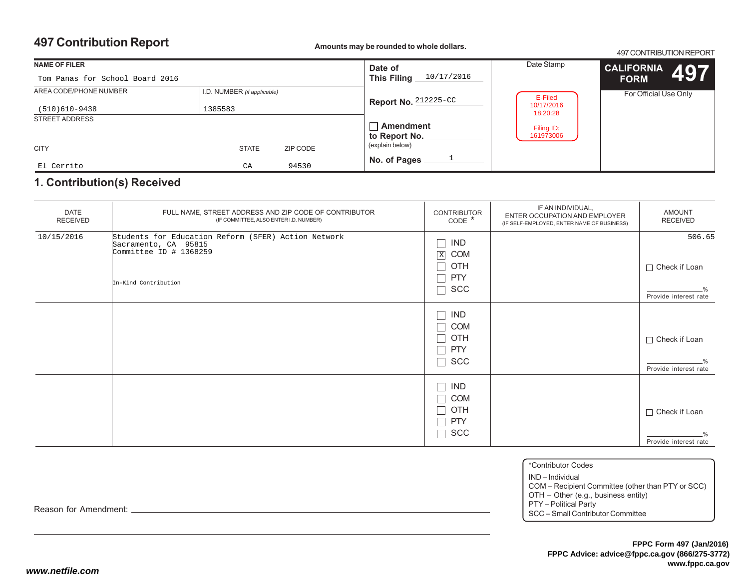# 497 Contribution Report

**Amounts may be rounded to whole dollars.**

497 CONTRIBUTION REPORT

| NAME OF FILER | | | |
|---|---|---|---|
| Tom Panas for School Board 2016 | | | |
| AREA CODE/PHONE NUMBER | I.D. NUMBER *(if applicable)* | | |
| (510)610-9438 | 1385583 | | |
| STREET ADDRESS | | | |
| | | | |
| CITY | | STATE | ZIP CODE |
| El Cerrito | | CA | 94530 |

**Date of This Filing** 10/17/2016

**Report No.** 212225-CC

☐ **Amendment to Report No.** ______ (explain below)

**No. of Pages** 1

Date Stamp

E-Filed
10/17/2016
18:20:28

Filing ID:
161973006

**CALIFORNIA FORM 497**

For Official Use Only

## 1. Contribution(s) Received

| DATE RECEIVED | FULL NAME, STREET ADDRESS AND ZIP CODE OF CONTRIBUTOR (IF COMMITTEE, ALSO ENTER I.D. NUMBER) | CONTRIBUTOR CODE * | IF AN INDIVIDUAL, ENTER OCCUPATION AND EMPLOYER (IF SELF-EMPLOYED, ENTER NAME OF BUSINESS) | AMOUNT RECEIVED |
|---|---|---|---|---|
| 10/15/2016 | Students for Education Reform (SFER) Action Network<br>Sacramento, CA 95815<br>Committee ID # 1368259<br><br>In-Kind Contribution | ☐ IND<br>☒ COM<br>☐ OTH<br>☐ PTY<br>☐ SCC | | 506.65<br><br>☐ Check if Loan<br><br>______% Provide interest rate |
| | | ☐ IND<br>☐ COM<br>☐ OTH<br>☐ PTY<br>☐ SCC | | ☐ Check if Loan<br><br>______% Provide interest rate |
| | | ☐ IND<br>☐ COM<br>☐ OTH<br>☐ PTY<br>☐ SCC | | ☐ Check if Loan<br><br>______% Provide interest rate |

Reason for Amendment: ______________________________

*Contributor Codes
IND – Individual
COM – Recipient Committee (other than PTY or SCC)
OTH – Other (e.g., business entity)
PTY – Political Party
SCC – Small Contributor Committee

**FPPC Form 497 (Jan/2016)**
**FPPC Advice: advice@fppc.ca.gov (866/275-3772)**
**www.fppc.ca.gov**

***www.netfile.com***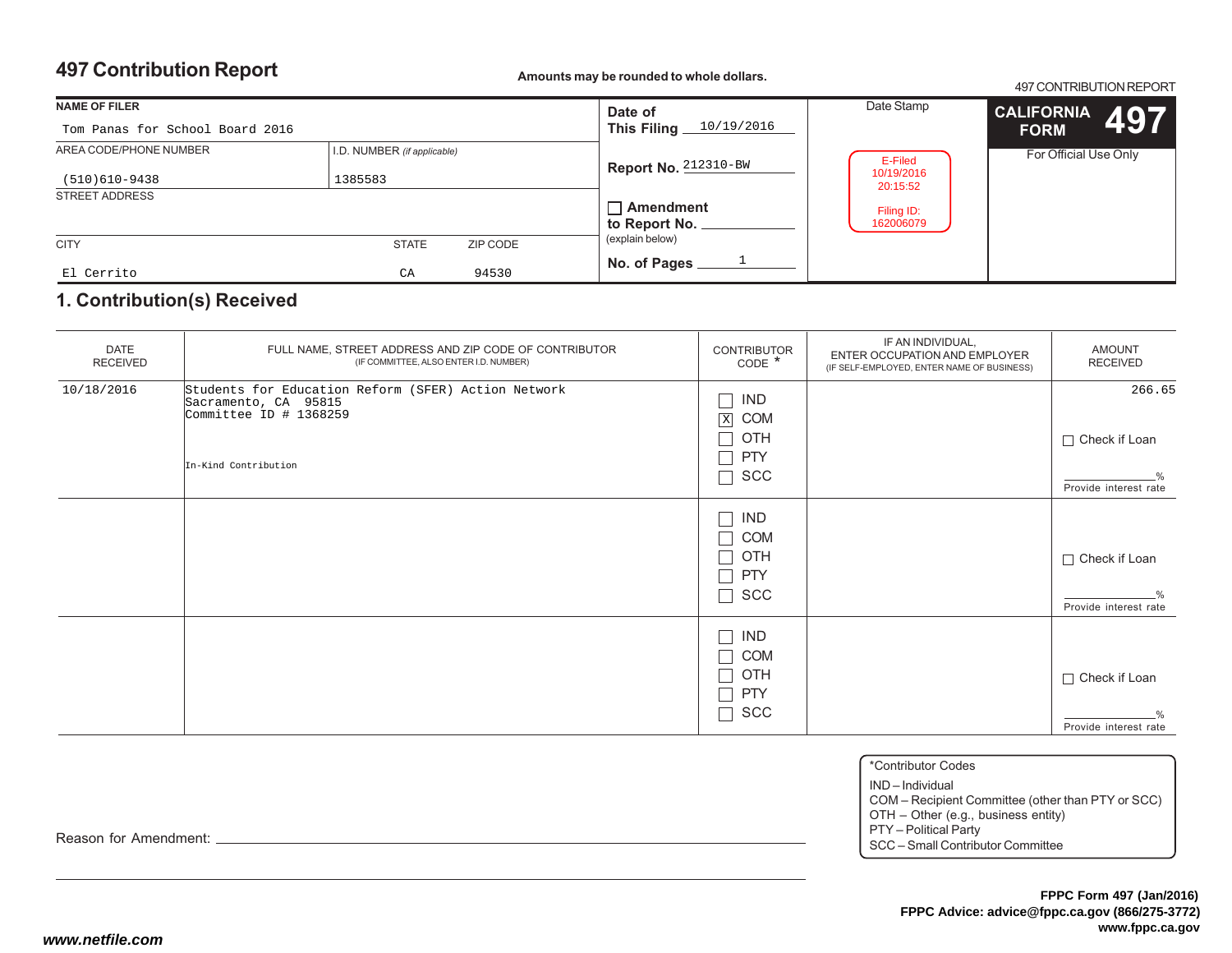# 497 Contribution Report

**Amounts may be rounded to whole dollars.**

497 CONTRIBUTION REPORT

| NAME OF FILER | | | | |
|---|---|---|---|---|
| Tom Panas for School Board 2016 | | | | |
| AREA CODE/PHONE NUMBER | I.D. NUMBER (*if applicable*) | | | |
| (510)610-9438 | 1385583 | | | |
| STREET ADDRESS | | | | |
| | | | | |
| CITY | STATE | ZIP CODE | | |
| El Cerrito | CA | 94530 | | |

**Date of This Filing** 10/19/2016

**Report No.** 212310-BW

☐ **Amendment to Report No.** ____________ (explain below)

**No. of Pages** 1

Date Stamp

E-Filed
10/19/2016
20:15:52

Filing ID:
162006079

**CALIFORNIA FORM 497**

For Official Use Only

## 1. Contribution(s) Received

| DATE RECEIVED | FULL NAME, STREET ADDRESS AND ZIP CODE OF CONTRIBUTOR (IF COMMITTEE, ALSO ENTER I.D. NUMBER) | CONTRIBUTOR CODE * | IF AN INDIVIDUAL, ENTER OCCUPATION AND EMPLOYER (IF SELF-EMPLOYED, ENTER NAME OF BUSINESS) | AMOUNT RECEIVED |
|---|---|---|---|---|
| 10/18/2016 | Students for Education Reform (SFER) Action Network<br>Sacramento, CA 95815<br>Committee ID # 1368259<br><br>In-Kind Contribution | ☐ IND<br>☒ COM<br>☐ OTH<br>☐ PTY<br>☐ SCC | | 266.65<br><br>☐ Check if Loan<br><br>_____% Provide interest rate |
| | | ☐ IND<br>☐ COM<br>☐ OTH<br>☐ PTY<br>☐ SCC | | ☐ Check if Loan<br><br>_____% Provide interest rate |
| | | ☐ IND<br>☐ COM<br>☐ OTH<br>☐ PTY<br>☐ SCC | | ☐ Check if Loan<br><br>_____% Provide interest rate |

Reason for Amendment: ________________________________________

*Contributor Codes
IND – Individual
COM – Recipient Committee (other than PTY or SCC)
OTH – Other (e.g., business entity)
PTY – Political Party
SCC – Small Contributor Committee

**FPPC Form 497 (Jan/2016)**
**FPPC Advice: advice@fppc.ca.gov (866/275-3772)**
**www.fppc.ca.gov**

***www.netfile.com***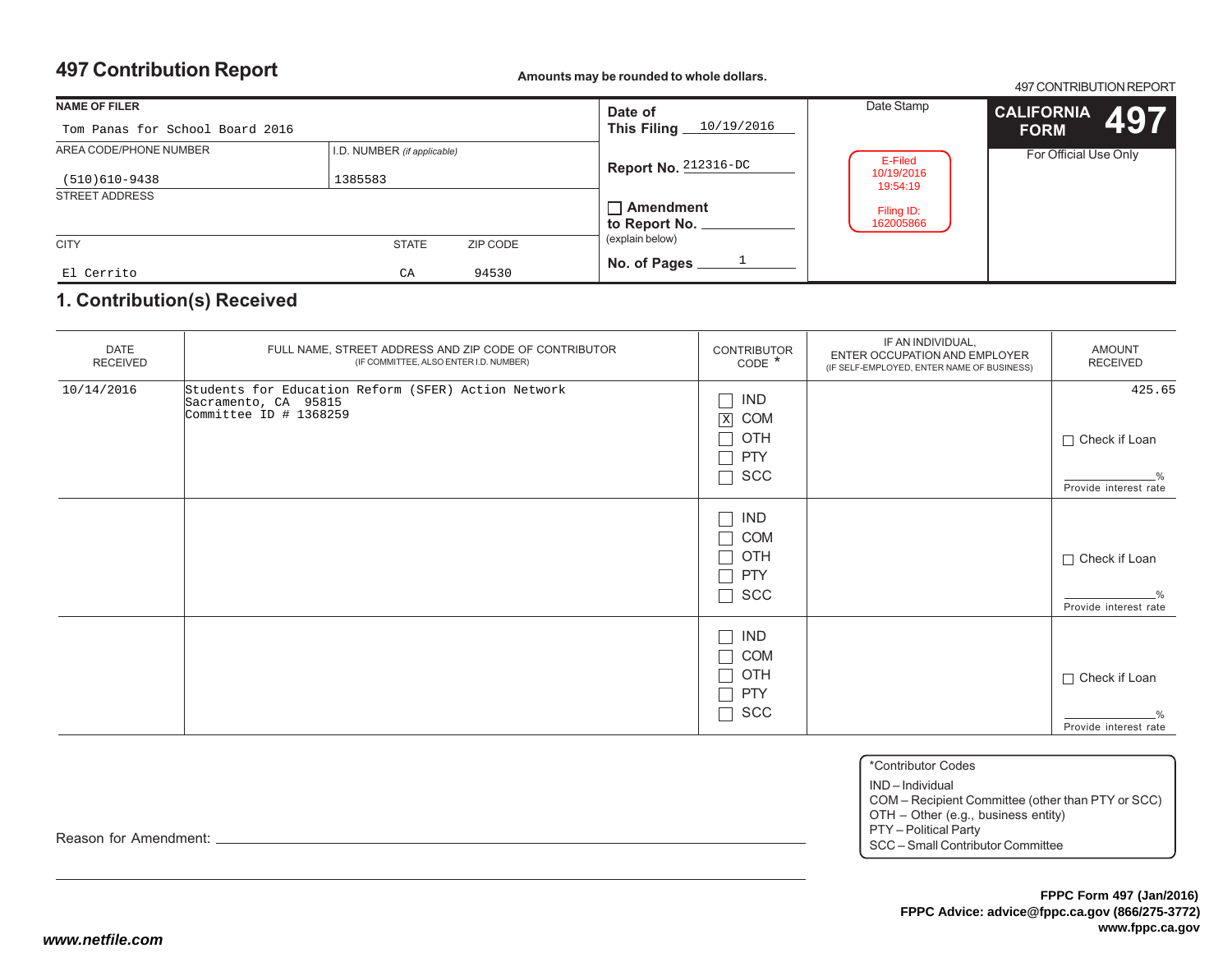# 497 Contribution Report

**Amounts may be rounded to whole dollars.**

497 CONTRIBUTION REPORT

| NAME OF FILER | | | Date of This Filing | Date Stamp | CALIFORNIA FORM 497 |
|---|---|---|---|---|---|
| Tom Panas for School Board 2016 | | | 10/19/2016 | | For Official Use Only |
| AREA CODE/PHONE NUMBER: (510)610-9438 | I.D. NUMBER (if applicable): 1385583 | | Report No. 212316-DC | E-Filed 10/19/2016 19:54:19 Filing ID: 162005866 | |
| STREET ADDRESS | | | ☐ Amendment to Report No. ____ (explain below) | | |
| CITY: El Cerrito | STATE: CA | ZIP CODE: 94530 | No. of Pages 1 | | |

## 1. Contribution(s) Received

| DATE RECEIVED | FULL NAME, STREET ADDRESS AND ZIP CODE OF CONTRIBUTOR (IF COMMITTEE, ALSO ENTER I.D. NUMBER) | CONTRIBUTOR CODE * | IF AN INDIVIDUAL, ENTER OCCUPATION AND EMPLOYER (IF SELF-EMPLOYED, ENTER NAME OF BUSINESS) | AMOUNT RECEIVED |
|---|---|---|---|---|
| 10/14/2016 | Students for Education Reform (SFER) Action Network<br>Sacramento, CA 95815<br>Committee ID # 1368259 | ☐ IND<br>☒ COM<br>☐ OTH<br>☐ PTY<br>☐ SCC | | 425.65<br>☐ Check if Loan<br>____% Provide interest rate |
| | | ☐ IND<br>☐ COM<br>☐ OTH<br>☐ PTY<br>☐ SCC | | ☐ Check if Loan<br>____% Provide interest rate |
| | | ☐ IND<br>☐ COM<br>☐ OTH<br>☐ PTY<br>☐ SCC | | ☐ Check if Loan<br>____% Provide interest rate |

Reason for Amendment: ______________________________

*Contributor Codes
IND – Individual
COM – Recipient Committee (other than PTY or SCC)
OTH – Other (e.g., business entity)
PTY – Political Party
SCC – Small Contributor Committee

**FPPC Form 497 (Jan/2016)**
**FPPC Advice: advice@fppc.ca.gov (866/275-3772)**
**www.fppc.ca.gov**

*www.netfile.com*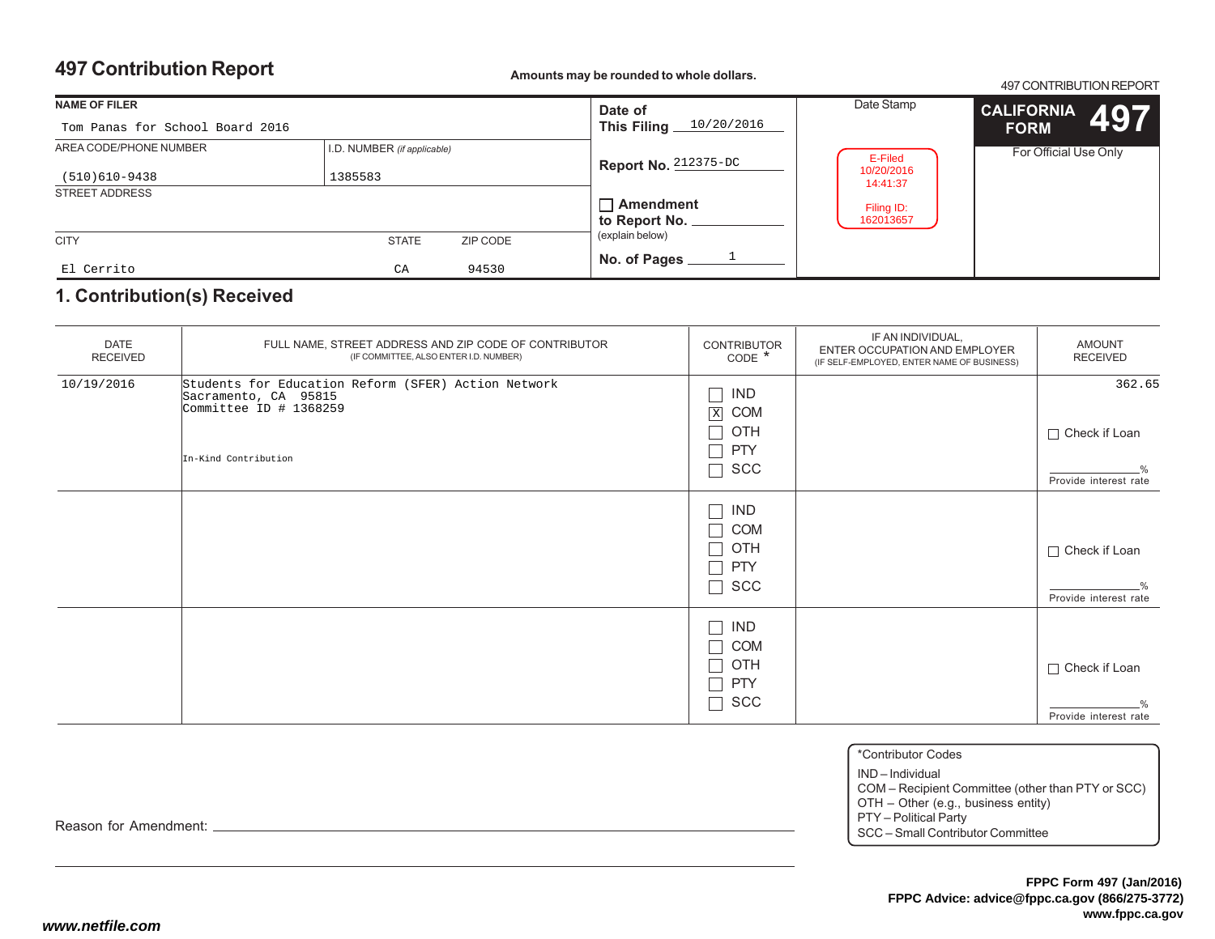# 497 Contribution Report

**Amounts may be rounded to whole dollars.**

497 CONTRIBUTION REPORT

| | | |
|---|---|---|
| NAME OF FILER: Tom Panas for School Board 2016 | | Date of This Filing: 10/20/2016 |
| AREA CODE/PHONE NUMBER: (510)610-9438 | I.D. NUMBER (if applicable): 1385583 | Report No. 212375-DC |
| STREET ADDRESS: | | ☐ Amendment to Report No. ____ (explain below) |
| CITY: El Cerrito | STATE: CA ZIP CODE: 94530 | No. of Pages: 1 |

Date Stamp

E-Filed
10/20/2016
14:41:37

Filing ID:
162013657

**CALIFORNIA FORM 497**

For Official Use Only

## 1. Contribution(s) Received

| DATE RECEIVED | FULL NAME, STREET ADDRESS AND ZIP CODE OF CONTRIBUTOR (IF COMMITTEE, ALSO ENTER I.D. NUMBER) | CONTRIBUTOR CODE * | IF AN INDIVIDUAL, ENTER OCCUPATION AND EMPLOYER (IF SELF-EMPLOYED, ENTER NAME OF BUSINESS) | AMOUNT RECEIVED |
|---|---|---|---|---|
| 10/19/2016 | Students for Education Reform (SFER) Action Network<br>Sacramento, CA 95815<br>Committee ID # 1368259<br><br>In-Kind Contribution | ☐ IND<br>☒ COM<br>☐ OTH<br>☐ PTY<br>☐ SCC | | 362.65<br><br>☐ Check if Loan<br><br>____% Provide interest rate |
| | | ☐ IND<br>☐ COM<br>☐ OTH<br>☐ PTY<br>☐ SCC | | ☐ Check if Loan<br><br>____% Provide interest rate |
| | | ☐ IND<br>☐ COM<br>☐ OTH<br>☐ PTY<br>☐ SCC | | ☐ Check if Loan<br><br>____% Provide interest rate |

Reason for Amendment: ____________________

*Contributor Codes
IND – Individual
COM – Recipient Committee (other than PTY or SCC)
OTH – Other (e.g., business entity)
PTY – Political Party
SCC – Small Contributor Committee

**FPPC Form 497 (Jan/2016)**
**FPPC Advice: advice@fppc.ca.gov (866/275-3772)**
**www.fppc.ca.gov**

***www.netfile.com***